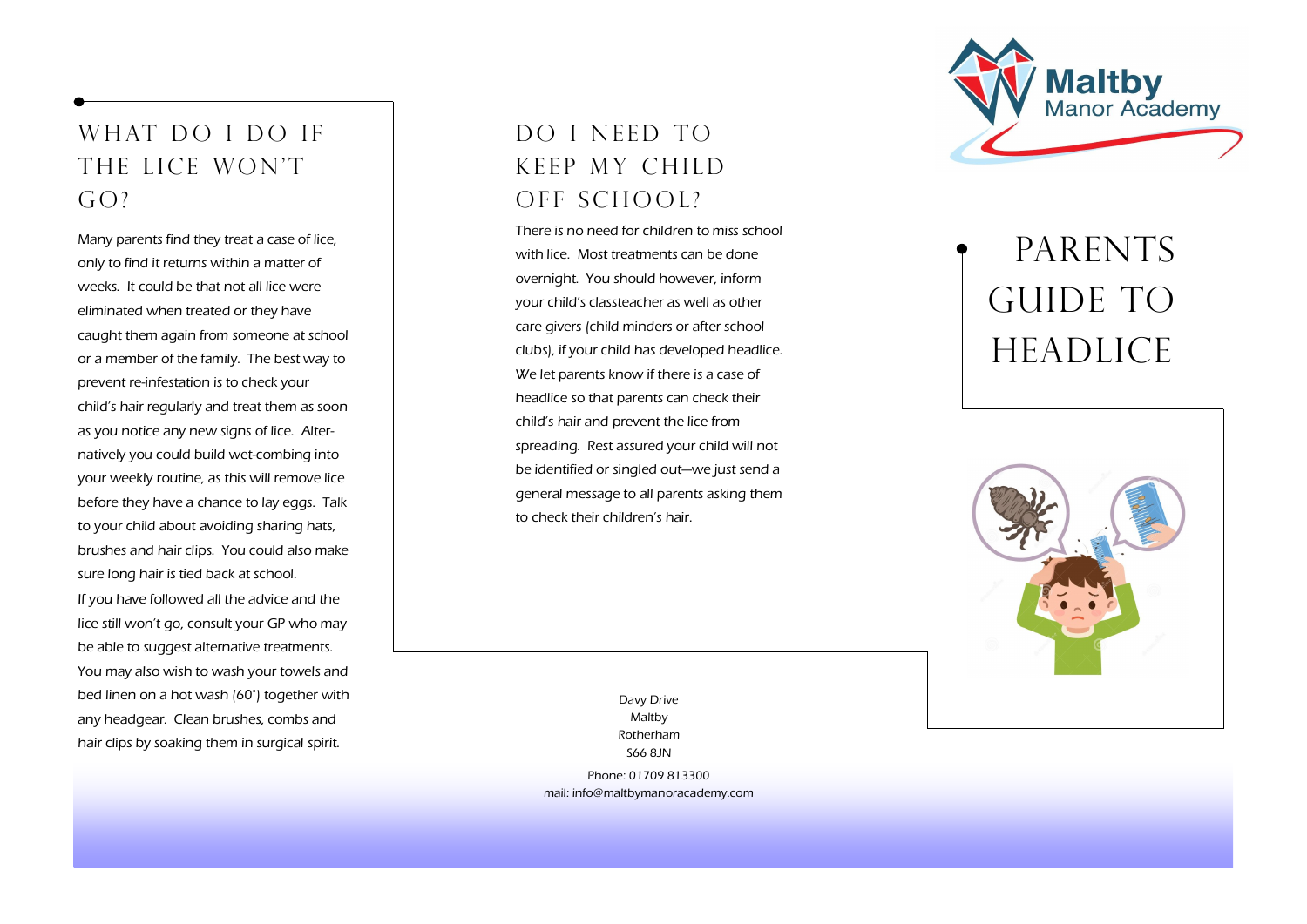# PARENTS GUIDE TO HEADLICE

Maltby Manor Academy

## WHAT DO I DO IF THE LICE WON'T GO?

Many parents find they treat a case of lice, only to find it returns within a matter of weeks. It could be that not all lice were eliminated when treated or they have caught them again from someone at school or a member of the family. The best way to prevent re-infestation is to check your child's hair regularly and treat them as soon as you notice any new signs of lice. Alternatively you could build wet-combing into your weekly routine, as this will remove lice before they have a chance to lay eggs. Talk to your child about avoiding sharing hats, brushes and hair clips. You could also make sure long hair is tied back at school.

If you have followed all the advice and the lice still won't go, consult your GP who may be able to suggest alternative treatments. You may also wish to wash your towels and bed linen on a hot wash (60°) together with any headgear. Clean brushes, combs and hair clips by soaking them in surgical spirit.

## DO I NEED TO KEEP MY CHILD OFF SCHOOL?

There is no need for children to miss school with lice. Most treatments can be done overnight. You should however, inform your child's classteacher as well as other care givers (child minders or after school clubs), if your child has developed headlice. We let parents know if there is a case of headlice so that parents can check their child's hair and prevent the lice from spreading. Rest assured your child will not be identified or singled out—we just send a general message to all parents asking them to check their children's hair.

Davy Drive
Maltby
Rotherham
S66 8JN

Phone: 01709 813300
mail: info@maltbymanoracademy.com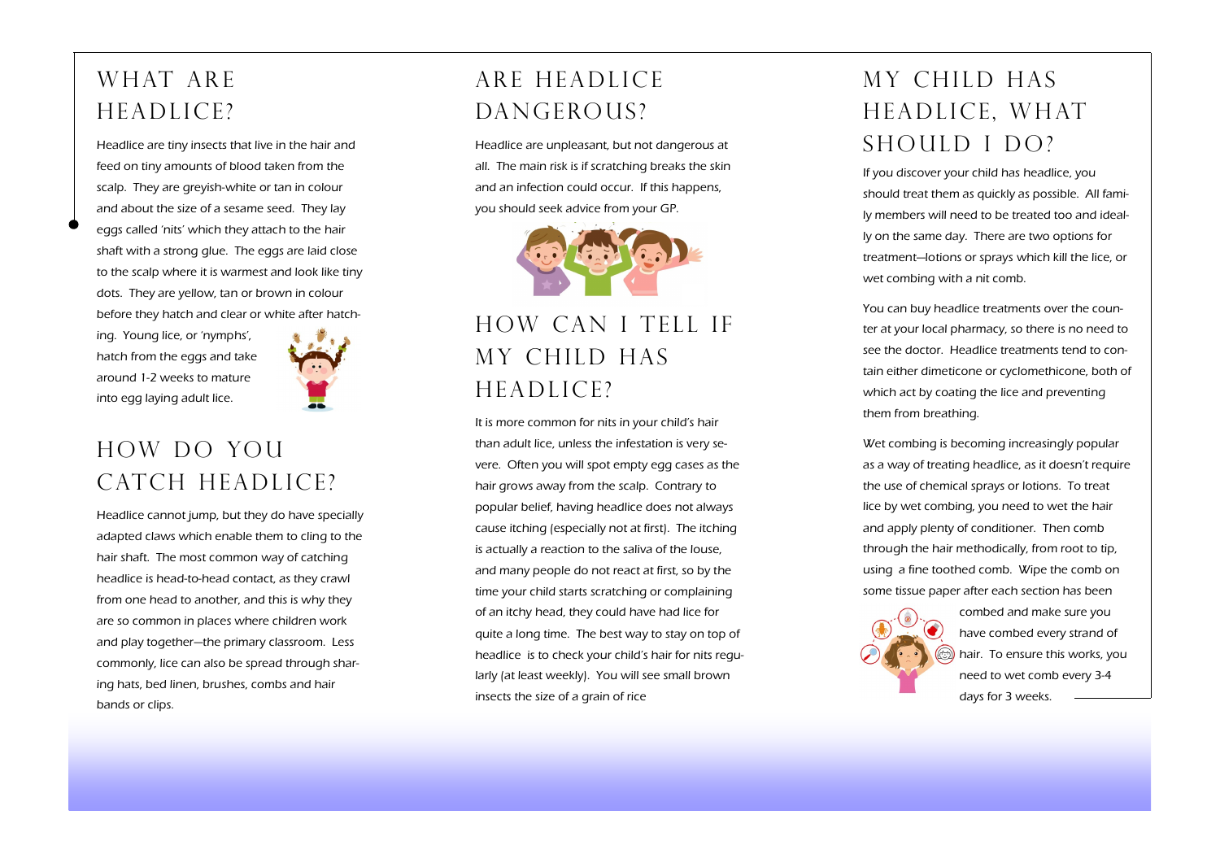# WHAT ARE HEADLICE?

Headlice are tiny insects that live in the hair and feed on tiny amounts of blood taken from the scalp. They are greyish-white or tan in colour and about the size of a sesame seed. They lay eggs called 'nits' which they attach to the hair shaft with a strong glue. The eggs are laid close to the scalp where it is warmest and look like tiny dots. They are yellow, tan or brown in colour before they hatch and clear or white after hatching. Young lice, or 'nymphs', hatch from the eggs and take around 1-2 weeks to mature into egg laying adult lice.

# HOW DO YOU CATCH HEADLICE?

Headlice cannot jump, but they do have specially adapted claws which enable them to cling to the hair shaft. The most common way of catching headlice is head-to-head contact, as they crawl from one head to another, and this is why they are so common in places where children work and play together—the primary classroom. Less commonly, lice can also be spread through sharing hats, bed linen, brushes, combs and hair bands or clips.

# ARE HEADLICE DANGEROUS?

Headlice are unpleasant, but not dangerous at all. The main risk is if scratching breaks the skin and an infection could occur. If this happens, you should seek advice from your GP.

# HOW CAN I TELL IF MY CHILD HAS HEADLICE?

It is more common for nits in your child's hair than adult lice, unless the infestation is very severe. Often you will spot empty egg cases as the hair grows away from the scalp. Contrary to popular belief, having headlice does not always cause itching (especially not at first). The itching is actually a reaction to the saliva of the louse, and many people do not react at first, so by the time your child starts scratching or complaining of an itchy head, they could have had lice for quite a long time. The best way to stay on top of headlice is to check your child's hair for nits regularly (at least weekly). You will see small brown insects the size of a grain of rice

# MY CHILD HAS HEADLICE, WHAT SHOULD I DO?

If you discover your child has headlice, you should treat them as quickly as possible. All family members will need to be treated too and ideally on the same day. There are two options for treatment—lotions or sprays which kill the lice, or wet combing with a nit comb.

You can buy headlice treatments over the counter at your local pharmacy, so there is no need to see the doctor. Headlice treatments tend to contain either dimeticone or cyclomethicone, both of which act by coating the lice and preventing them from breathing.

Wet combing is becoming increasingly popular as a way of treating headlice, as it doesn't require the use of chemical sprays or lotions. To treat lice by wet combing, you need to wet the hair and apply plenty of conditioner. Then comb through the hair methodically, from root to tip, using a fine toothed comb. Wipe the comb on some tissue paper after each section has been combed and make sure you have combed every strand of hair. To ensure this works, you need to wet comb every 3-4 days for 3 weeks.